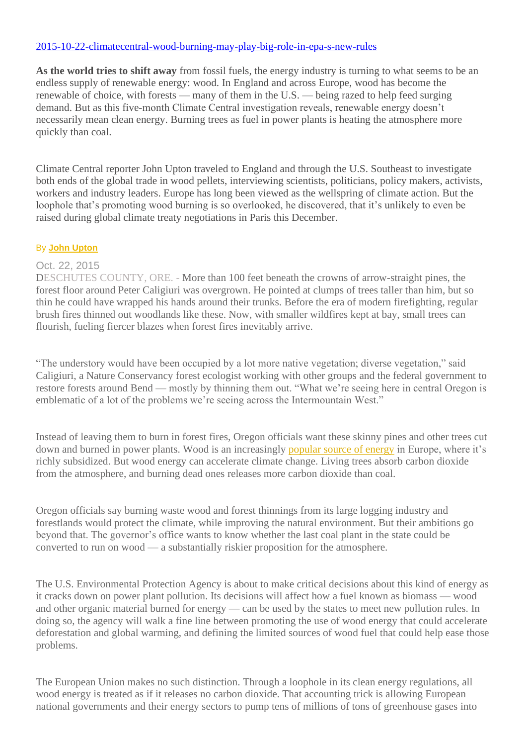[2015-10-22-climatecentral-wood-burning-may-play-big-role-in-epa-s-new-rules](2015-10-22-climatecentral-wood-burning-may-play-big-role-in-epa-s-new-rules)

**As the world tries to shift away** from fossil fuels, the energy industry is turning to what seems to be an endless supply of renewable energy: wood. In England and across Europe, wood has become the renewable of choice, with forests — many of them in the U.S. — being razed to help feed surging demand. But as this five-month Climate Central investigation reveals, renewable energy doesn't necessarily mean clean energy. Burning trees as fuel in power plants is heating the atmosphere more quickly than coal.

Climate Central reporter John Upton traveled to England and through the U.S. Southeast to investigate both ends of the global trade in wood pellets, interviewing scientists, politicians, policy makers, activists, workers and industry leaders. Europe has long been viewed as the wellspring of climate action. But the loophole that's promoting wood burning is so overlooked, he discovered, that it's unlikely to even be raised during global climate treaty negotiations in Paris this December.

By **John Upton**

Oct. 22, 2015

DESCHUTES COUNTY, ORE. - More than 100 feet beneath the crowns of arrow-straight pines, the forest floor around Peter Caligiuri was overgrown. He pointed at clumps of trees taller than him, but so thin he could have wrapped his hands around their trunks. Before the era of modern firefighting, regular brush fires thinned out woodlands like these. Now, with smaller wildfires kept at bay, small trees can flourish, fueling fiercer blazes when forest fires inevitably arrive.

"The understory would have been occupied by a lot more native vegetation; diverse vegetation," said Caligiuri, a Nature Conservancy forest ecologist working with other groups and the federal government to restore forests around Bend — mostly by thinning them out. "What we're seeing here in central Oregon is emblematic of a lot of the problems we're seeing across the Intermountain West."

Instead of leaving them to burn in forest fires, Oregon officials want these skinny pines and other trees cut down and burned in power plants. Wood is an increasingly popular source of energy in Europe, where it's richly subsidized. But wood energy can accelerate climate change. Living trees absorb carbon dioxide from the atmosphere, and burning dead ones releases more carbon dioxide than coal.

Oregon officials say burning waste wood and forest thinnings from its large logging industry and forestlands would protect the climate, while improving the natural environment. But their ambitions go beyond that. The governor's office wants to know whether the last coal plant in the state could be converted to run on wood — a substantially riskier proposition for the atmosphere.

The U.S. Environmental Protection Agency is about to make critical decisions about this kind of energy as it cracks down on power plant pollution. Its decisions will affect how a fuel known as biomass — wood and other organic material burned for energy — can be used by the states to meet new pollution rules. In doing so, the agency will walk a fine line between promoting the use of wood energy that could accelerate deforestation and global warming, and defining the limited sources of wood fuel that could help ease those problems.

The European Union makes no such distinction. Through a loophole in its clean energy regulations, all wood energy is treated as if it releases no carbon dioxide. That accounting trick is allowing European national governments and their energy sectors to pump tens of millions of tons of greenhouse gases into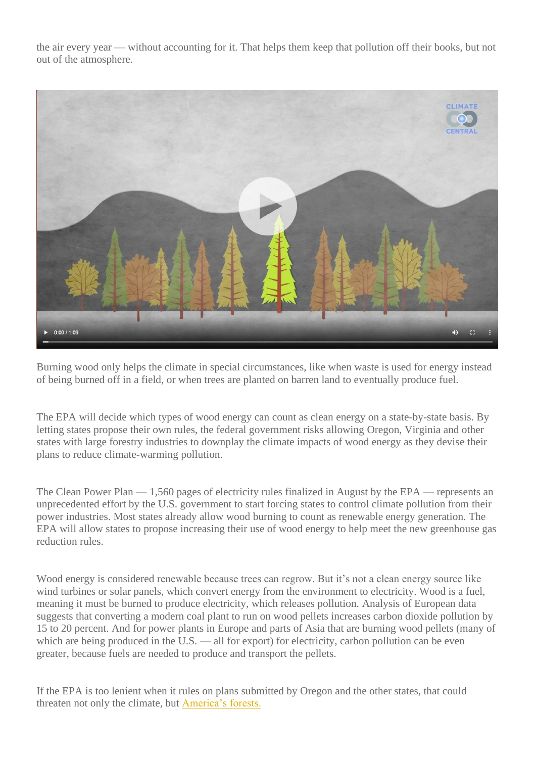the air every year — without accounting for it. That helps them keep that pollution off their books, but not out of the atmosphere.

Burning wood only helps the climate in special circumstances, like when waste is used for energy instead of being burned off in a field, or when trees are planted on barren land to eventually produce fuel.

The EPA will decide which types of wood energy can count as clean energy on a state-by-state basis. By letting states propose their own rules, the federal government risks allowing Oregon, Virginia and other states with large forestry industries to downplay the climate impacts of wood energy as they devise their plans to reduce climate-warming pollution.

The Clean Power Plan — 1,560 pages of electricity rules finalized in August by the EPA — represents an unprecedented effort by the U.S. government to start forcing states to control climate pollution from their power industries. Most states already allow wood burning to count as renewable energy generation. The EPA will allow states to propose increasing their use of wood energy to help meet the new greenhouse gas reduction rules.

Wood energy is considered renewable because trees can regrow. But it's not a clean energy source like wind turbines or solar panels, which convert energy from the environment to electricity. Wood is a fuel, meaning it must be burned to produce electricity, which releases pollution. Analysis of European data suggests that converting a modern coal plant to run on wood pellets increases carbon dioxide pollution by 15 to 20 percent. And for power plants in Europe and parts of Asia that are burning wood pellets (many of which are being produced in the U.S. — all for export) for electricity, carbon pollution can be even greater, because fuels are needed to produce and transport the pellets.

If the EPA is too lenient when it rules on plans submitted by Oregon and the other states, that could threaten not only the climate, but America's forests.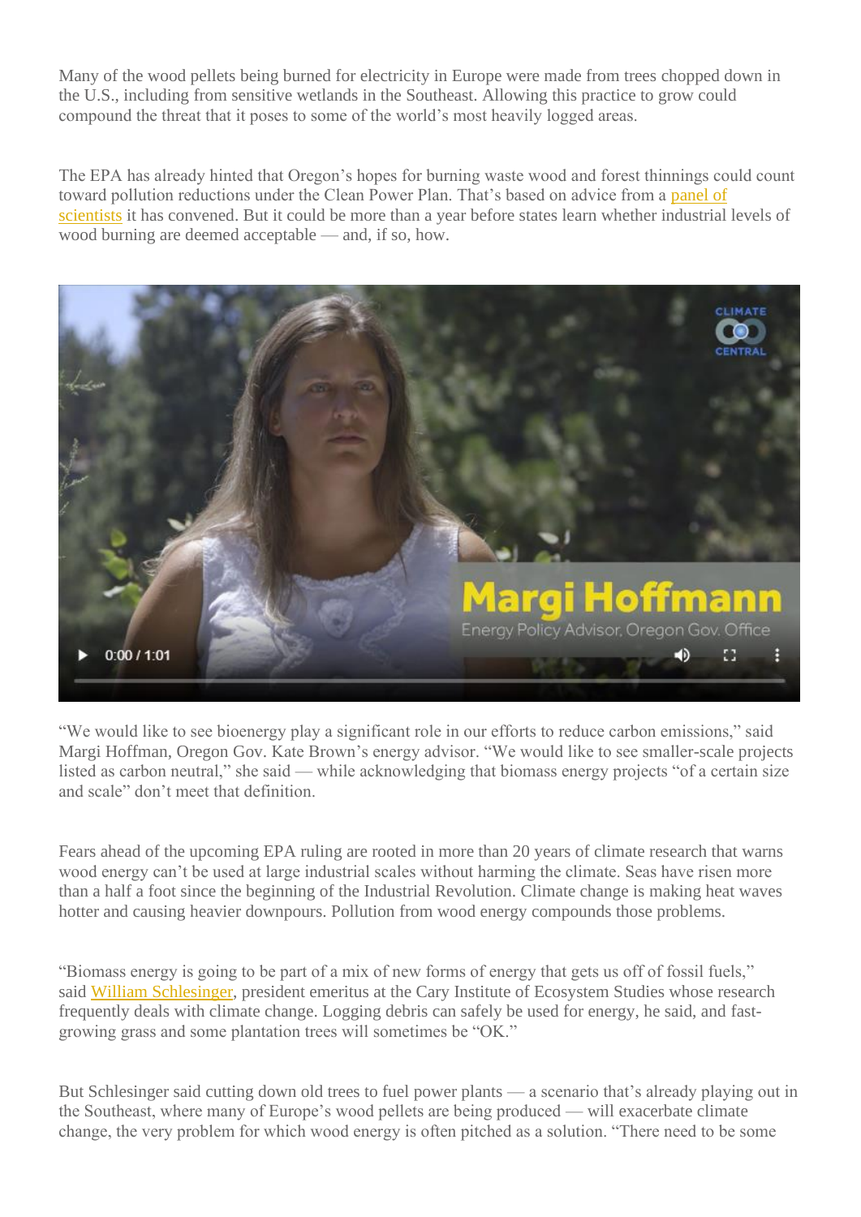Many of the wood pellets being burned for electricity in Europe were made from trees chopped down in the U.S., including from sensitive wetlands in the Southeast. Allowing this practice to grow could compound the threat that it poses to some of the world's most heavily logged areas.

The EPA has already hinted that Oregon's hopes for burning waste wood and forest thinnings could count toward pollution reductions under the Clean Power Plan. That's based on advice from a panel of scientists it has convened. But it could be more than a year before states learn whether industrial levels of wood burning are deemed acceptable — and, if so, how.

"We would like to see bioenergy play a significant role in our efforts to reduce carbon emissions," said Margi Hoffman, Oregon Gov. Kate Brown's energy advisor. "We would like to see smaller-scale projects listed as carbon neutral," she said — while acknowledging that biomass energy projects "of a certain size and scale" don't meet that definition.

Fears ahead of the upcoming EPA ruling are rooted in more than 20 years of climate research that warns wood energy can't be used at large industrial scales without harming the climate. Seas have risen more than a half a foot since the beginning of the Industrial Revolution. Climate change is making heat waves hotter and causing heavier downpours. Pollution from wood energy compounds those problems.

"Biomass energy is going to be part of a mix of new forms of energy that gets us off of fossil fuels," said William Schlesinger, president emeritus at the Cary Institute of Ecosystem Studies whose research frequently deals with climate change. Logging debris can safely be used for energy, he said, and fast-growing grass and some plantation trees will sometimes be "OK."

But Schlesinger said cutting down old trees to fuel power plants — a scenario that's already playing out in the Southeast, where many of Europe's wood pellets are being produced — will exacerbate climate change, the very problem for which wood energy is often pitched as a solution. "There need to be some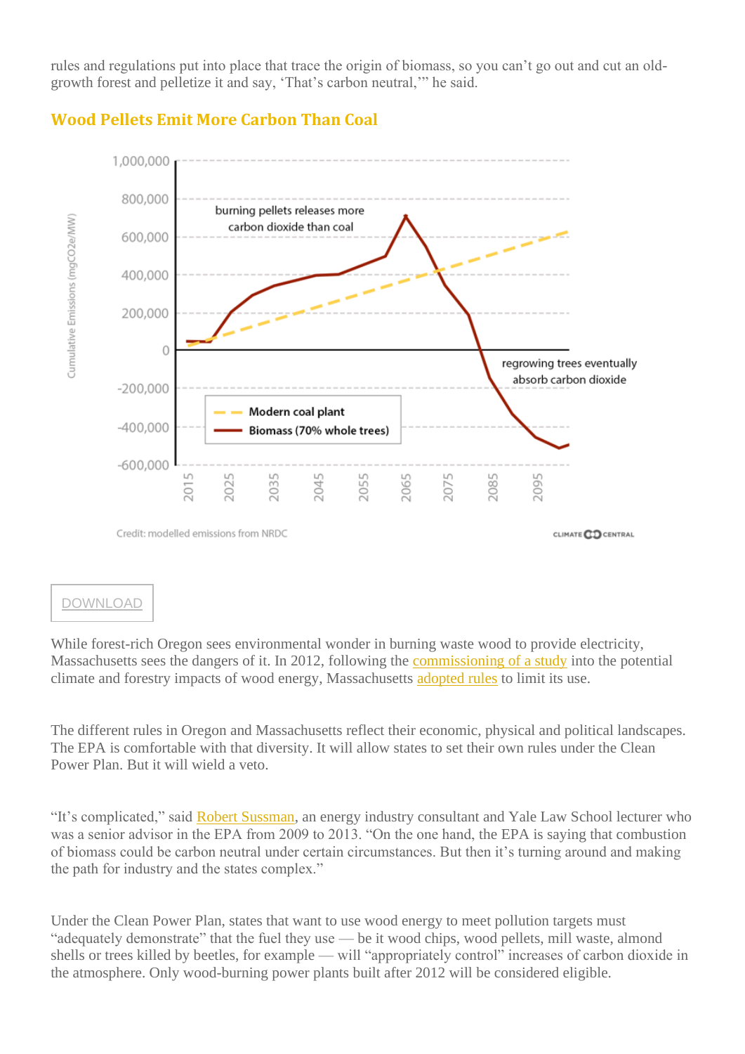rules and regulations put into place that trace the origin of biomass, so you can't go out and cut an old-growth forest and pelletize it and say, 'That's carbon neutral,'" he said.

### Wood Pellets Emit More Carbon Than Coal

Credit: modelled emissions from NRDC

DOWNLOAD

While forest-rich Oregon sees environmental wonder in burning waste wood to provide electricity, Massachusetts sees the dangers of it. In 2012, following the commissioning of a study into the potential climate and forestry impacts of wood energy, Massachusetts adopted rules to limit its use.

The different rules in Oregon and Massachusetts reflect their economic, physical and political landscapes. The EPA is comfortable with that diversity. It will allow states to set their own rules under the Clean Power Plan. But it will wield a veto.

"It's complicated," said Robert Sussman, an energy industry consultant and Yale Law School lecturer who was a senior advisor in the EPA from 2009 to 2013. "On the one hand, the EPA is saying that combustion of biomass could be carbon neutral under certain circumstances. But then it's turning around and making the path for industry and the states complex."

Under the Clean Power Plan, states that want to use wood energy to meet pollution targets must "adequately demonstrate" that the fuel they use — be it wood chips, wood pellets, mill waste, almond shells or trees killed by beetles, for example — will "appropriately control" increases of carbon dioxide in the atmosphere. Only wood-burning power plants built after 2012 will be considered eligible.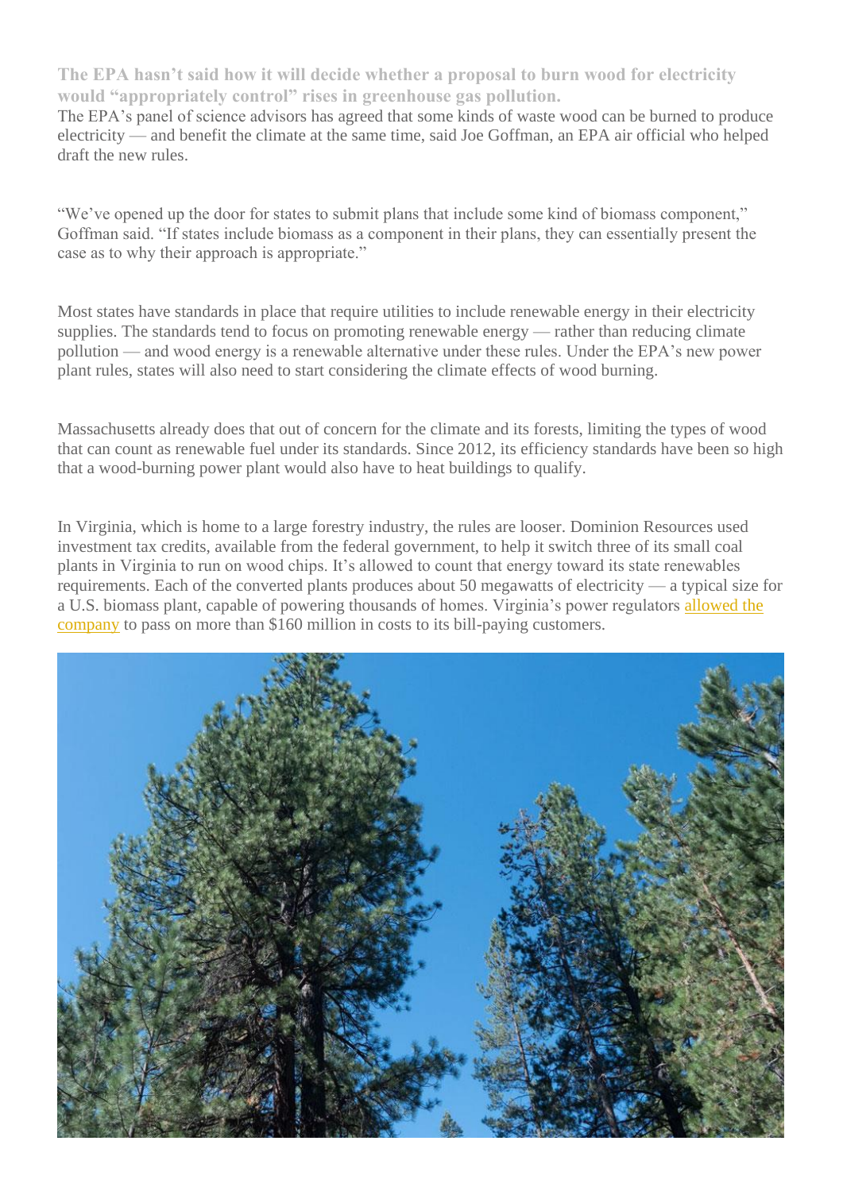**The EPA hasn't said how it will decide whether a proposal to burn wood for electricity would "appropriately control" rises in greenhouse gas pollution.**

The EPA's panel of science advisors has agreed that some kinds of waste wood can be burned to produce electricity — and benefit the climate at the same time, said Joe Goffman, an EPA air official who helped draft the new rules.

"We've opened up the door for states to submit plans that include some kind of biomass component," Goffman said. "If states include biomass as a component in their plans, they can essentially present the case as to why their approach is appropriate."

Most states have standards in place that require utilities to include renewable energy in their electricity supplies. The standards tend to focus on promoting renewable energy — rather than reducing climate pollution — and wood energy is a renewable alternative under these rules. Under the EPA's new power plant rules, states will also need to start considering the climate effects of wood burning.

Massachusetts already does that out of concern for the climate and its forests, limiting the types of wood that can count as renewable fuel under its standards. Since 2012, its efficiency standards have been so high that a wood-burning power plant would also have to heat buildings to qualify.

In Virginia, which is home to a large forestry industry, the rules are looser. Dominion Resources used investment tax credits, available from the federal government, to help it switch three of its small coal plants in Virginia to run on wood chips. It's allowed to count that energy toward its state renewables requirements. Each of the converted plants produces about 50 megawatts of electricity — a typical size for a U.S. biomass plant, capable of powering thousands of homes. Virginia's power regulators [allowed the company] to pass on more than $160 million in costs to its bill-paying customers.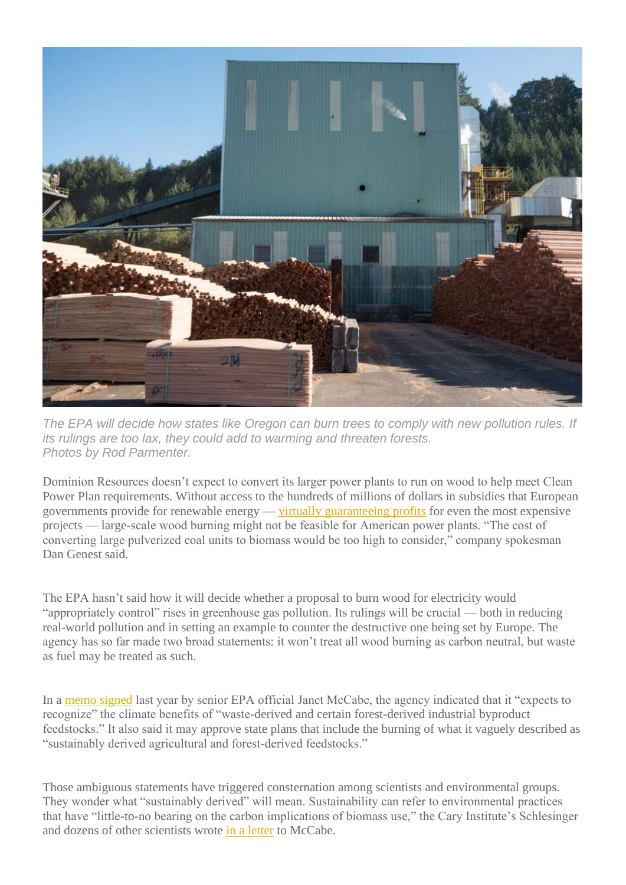*The EPA will decide how states like Oregon can burn trees to comply with new pollution rules. If its rulings are too lax, they could add to warming and threaten forests.*
*Photos by Rod Parmenter.*

Dominion Resources doesn't expect to convert its larger power plants to run on wood to help meet Clean Power Plan requirements. Without access to the hundreds of millions of dollars in subsidies that European governments provide for renewable energy — virtually guaranteeing profits for even the most expensive projects — large-scale wood burning might not be feasible for American power plants. "The cost of converting large pulverized coal units to biomass would be too high to consider," company spokesman Dan Genest said.

The EPA hasn't said how it will decide whether a proposal to burn wood for electricity would "appropriately control" rises in greenhouse gas pollution. Its rulings will be crucial — both in reducing real-world pollution and in setting an example to counter the destructive one being set by Europe. The agency has so far made two broad statements: it won't treat all wood burning as carbon neutral, but waste as fuel may be treated as such.

In a memo signed last year by senior EPA official Janet McCabe, the agency indicated that it "expects to recognize" the climate benefits of "waste-derived and certain forest-derived industrial byproduct feedstocks." It also said it may approve state plans that include the burning of what it vaguely described as "sustainably derived agricultural and forest-derived feedstocks."

Those ambiguous statements have triggered consternation among scientists and environmental groups. They wonder what "sustainably derived" will mean. Sustainability can refer to environmental practices that have "little-to-no bearing on the carbon implications of biomass use," the Cary Institute's Schlesinger and dozens of other scientists wrote in a letter to McCabe.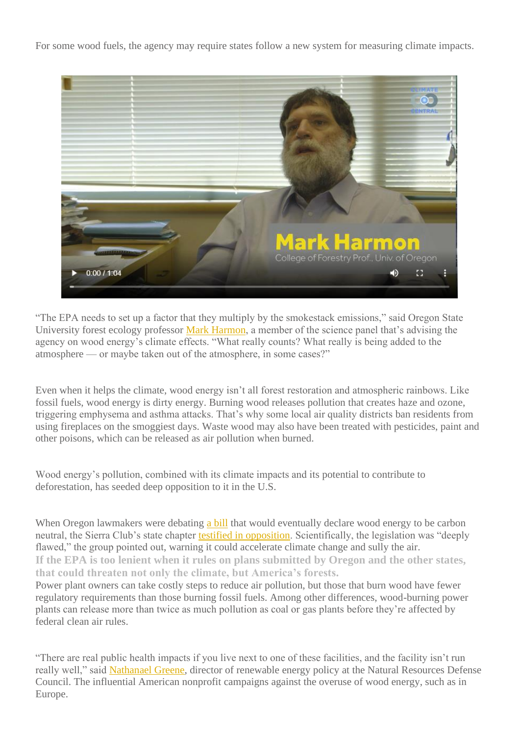For some wood fuels, the agency may require states follow a new system for measuring climate impacts.

"The EPA needs to set up a factor that they multiply by the smokestack emissions," said Oregon State University forest ecology professor Mark Harmon, a member of the science panel that's advising the agency on wood energy's climate effects. "What really counts? What really is being added to the atmosphere — or maybe taken out of the atmosphere, in some cases?"

Even when it helps the climate, wood energy isn't all forest restoration and atmospheric rainbows. Like fossil fuels, wood energy is dirty energy. Burning wood releases pollution that creates haze and ozone, triggering emphysema and asthma attacks. That's why some local air quality districts ban residents from using fireplaces on the smoggiest days. Waste wood may also have been treated with pesticides, paint and other poisons, which can be released as air pollution when burned.

Wood energy's pollution, combined with its climate impacts and its potential to contribute to deforestation, has seeded deep opposition to it in the U.S.

When Oregon lawmakers were debating a bill that would eventually declare wood energy to be carbon neutral, the Sierra Club's state chapter testified in opposition. Scientifically, the legislation was "deeply flawed," the group pointed out, warning it could accelerate climate change and sully the air.

**If the EPA is too lenient when it rules on plans submitted by Oregon and the other states, that could threaten not only the climate, but America's forests.**

Power plant owners can take costly steps to reduce air pollution, but those that burn wood have fewer regulatory requirements than those burning fossil fuels. Among other differences, wood-burning power plants can release more than twice as much pollution as coal or gas plants before they're affected by federal clean air rules.

"There are real public health impacts if you live next to one of these facilities, and the facility isn't run really well," said Nathanael Greene, director of renewable energy policy at the Natural Resources Defense Council. The influential American nonprofit campaigns against the overuse of wood energy, such as in Europe.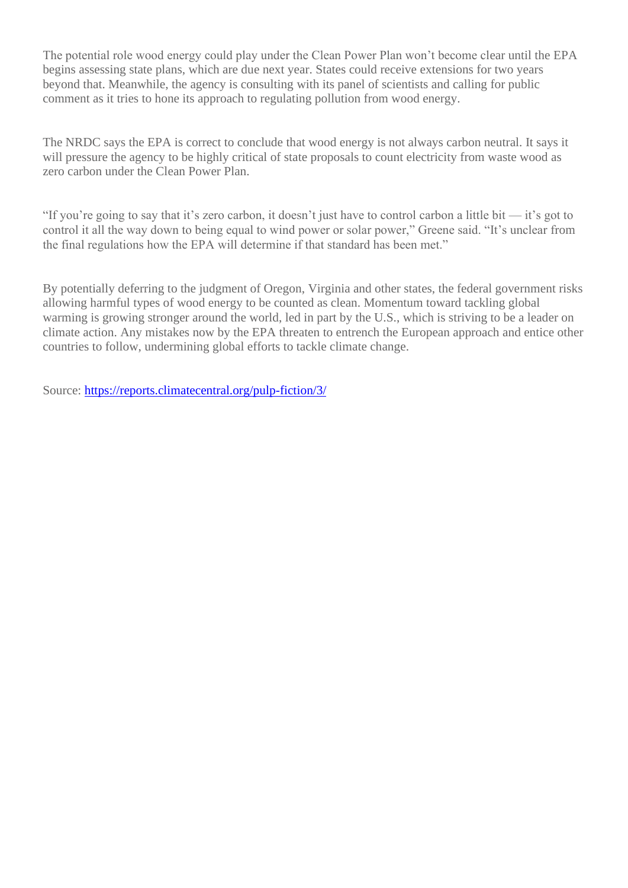The potential role wood energy could play under the Clean Power Plan won't become clear until the EPA begins assessing state plans, which are due next year. States could receive extensions for two years beyond that. Meanwhile, the agency is consulting with its panel of scientists and calling for public comment as it tries to hone its approach to regulating pollution from wood energy.

The NRDC says the EPA is correct to conclude that wood energy is not always carbon neutral. It says it will pressure the agency to be highly critical of state proposals to count electricity from waste wood as zero carbon under the Clean Power Plan.

"If you're going to say that it's zero carbon, it doesn't just have to control carbon a little bit — it's got to control it all the way down to being equal to wind power or solar power," Greene said. "It's unclear from the final regulations how the EPA will determine if that standard has been met."

By potentially deferring to the judgment of Oregon, Virginia and other states, the federal government risks allowing harmful types of wood energy to be counted as clean. Momentum toward tackling global warming is growing stronger around the world, led in part by the U.S., which is striving to be a leader on climate action. Any mistakes now by the EPA threaten to entrench the European approach and entice other countries to follow, undermining global efforts to tackle climate change.

Source: [https://reports.climatecentral.org/pulp-fiction/3/](https://reports.climatecentral.org/pulp-fiction/3/)